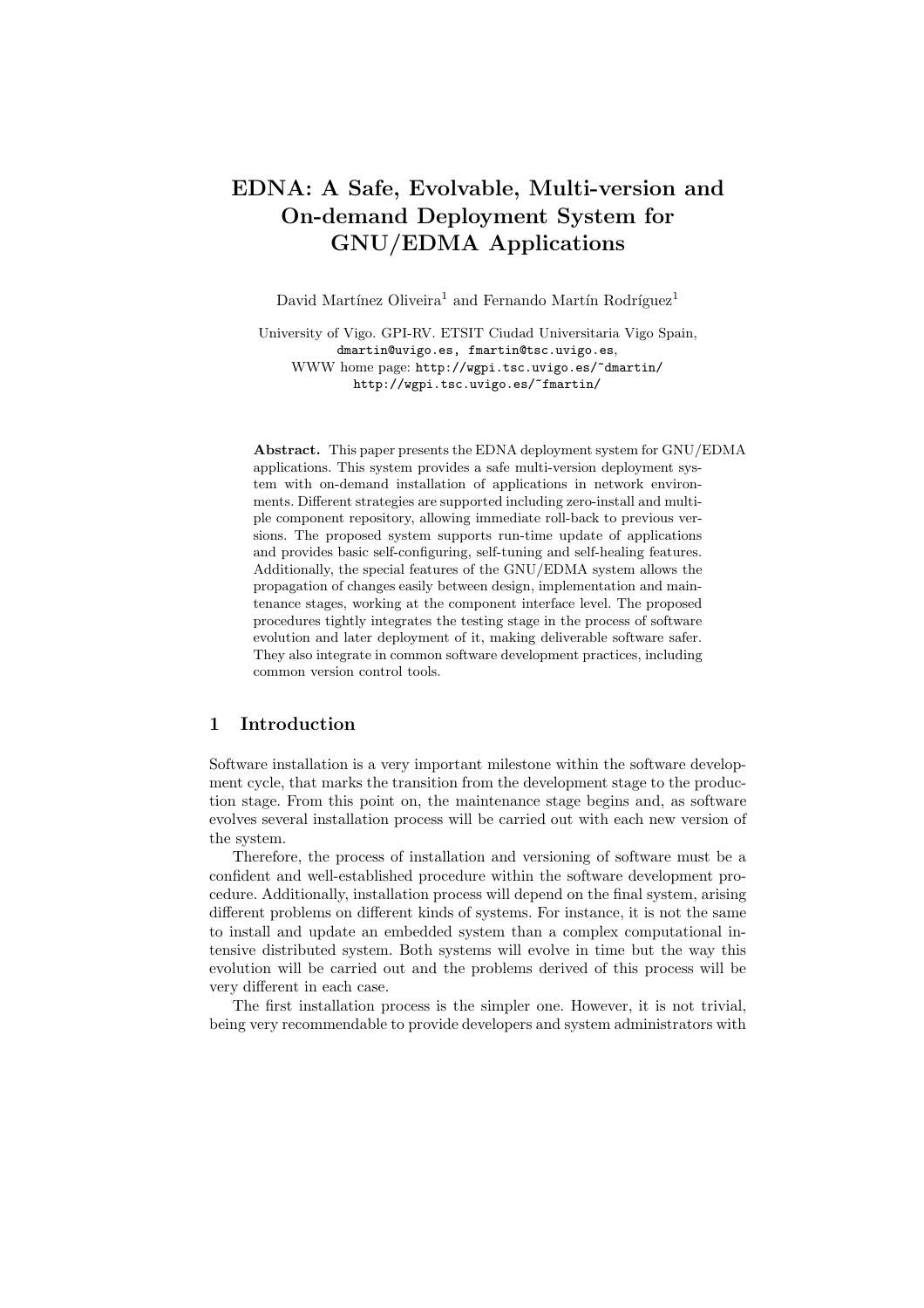# EDNA: A Safe, Evolvable, Multi-version and On-demand Deployment System for GNU/EDMA Applications

David Martínez Oliveira[1] and Fernando Martín Rodríguez[1]

University of Vigo. GPI-RV. ETSIT Ciudad Universitaria Vigo Spain,
dmartin@uvigo.es, fmartin@tsc.uvigo.es,
WWW home page: http://wgpi.tsc.uvigo.es/~dmartin/
http://wgpi.tsc.uvigo.es/~fmartin/

**Abstract.** This paper presents the EDNA deployment system for GNU/EDMA applications. This system provides a safe multi-version deployment system with on-demand installation of applications in network environments. Different strategies are supported including zero-install and multiple component repository, allowing immediate roll-back to previous versions. The proposed system supports run-time update of applications and provides basic self-configuring, self-tuning and self-healing features. Additionally, the special features of the GNU/EDMA system allows the propagation of changes easily between design, implementation and maintenance stages, working at the component interface level. The proposed procedures tightly integrates the testing stage in the process of software evolution and later deployment of it, making deliverable software safer. They also integrate in common software development practices, including common version control tools.

## 1 Introduction

Software installation is a very important milestone within the software development cycle, that marks the transition from the development stage to the production stage. From this point on, the maintenance stage begins and, as software evolves several installation process will be carried out with each new version of the system.

Therefore, the process of installation and versioning of software must be a confident and well-established procedure within the software development procedure. Additionally, installation process will depend on the final system, arising different problems on different kinds of systems. For instance, it is not the same to install and update an embedded system than a complex computational intensive distributed system. Both systems will evolve in time but the way this evolution will be carried out and the problems derived of this process will be very different in each case.

The first installation process is the simpler one. However, it is not trivial, being very recommendable to provide developers and system administrators with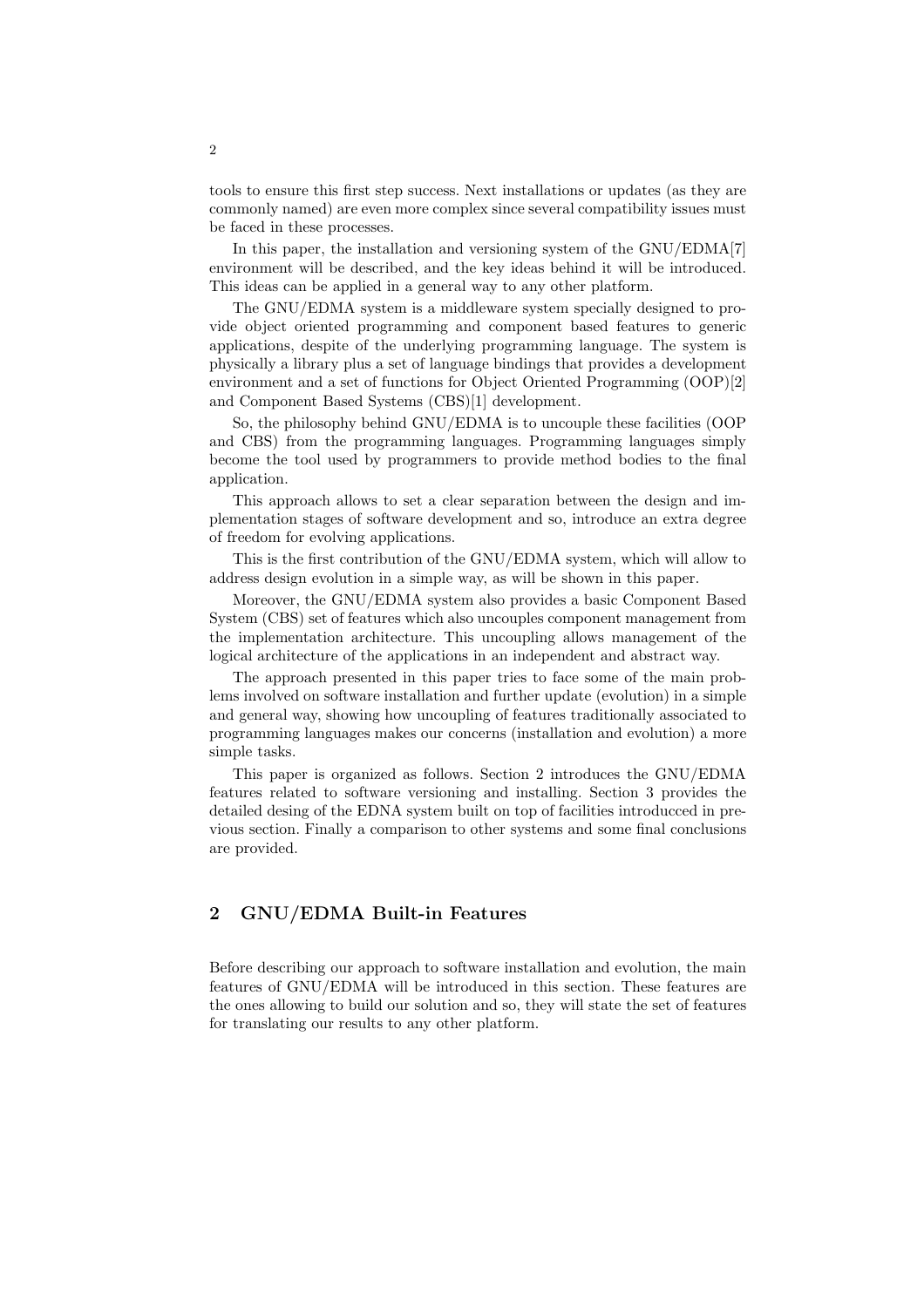tools to ensure this first step success. Next installations or updates (as they are commonly named) are even more complex since several compatibility issues must be faced in these processes.

In this paper, the installation and versioning system of the GNU/EDMA[7] environment will be described, and the key ideas behind it will be introduced. This ideas can be applied in a general way to any other platform.

The GNU/EDMA system is a middleware system specially designed to provide object oriented programming and component based features to generic applications, despite of the underlying programming language. The system is physically a library plus a set of language bindings that provides a development environment and a set of functions for Object Oriented Programming (OOP)[2] and Component Based Systems (CBS)[1] development.

So, the philosophy behind GNU/EDMA is to uncouple these facilities (OOP and CBS) from the programming languages. Programming languages simply become the tool used by programmers to provide method bodies to the final application.

This approach allows to set a clear separation between the design and implementation stages of software development and so, introduce an extra degree of freedom for evolving applications.

This is the first contribution of the GNU/EDMA system, which will allow to address design evolution in a simple way, as will be shown in this paper.

Moreover, the GNU/EDMA system also provides a basic Component Based System (CBS) set of features which also uncouples component management from the implementation architecture. This uncoupling allows management of the logical architecture of the applications in an independent and abstract way.

The approach presented in this paper tries to face some of the main problems involved on software installation and further update (evolution) in a simple and general way, showing how uncoupling of features traditionally associated to programming languages makes our concerns (installation and evolution) a more simple tasks.

This paper is organized as follows. Section 2 introduces the GNU/EDMA features related to software versioning and installing. Section 3 provides the detailed desing of the EDNA system built on top of facilities introducced in previous section. Finally a comparison to other systems and some final conclusions are provided.

## 2 GNU/EDMA Built-in Features

Before describing our approach to software installation and evolution, the main features of GNU/EDMA will be introduced in this section. These features are the ones allowing to build our solution and so, they will state the set of features for translating our results to any other platform.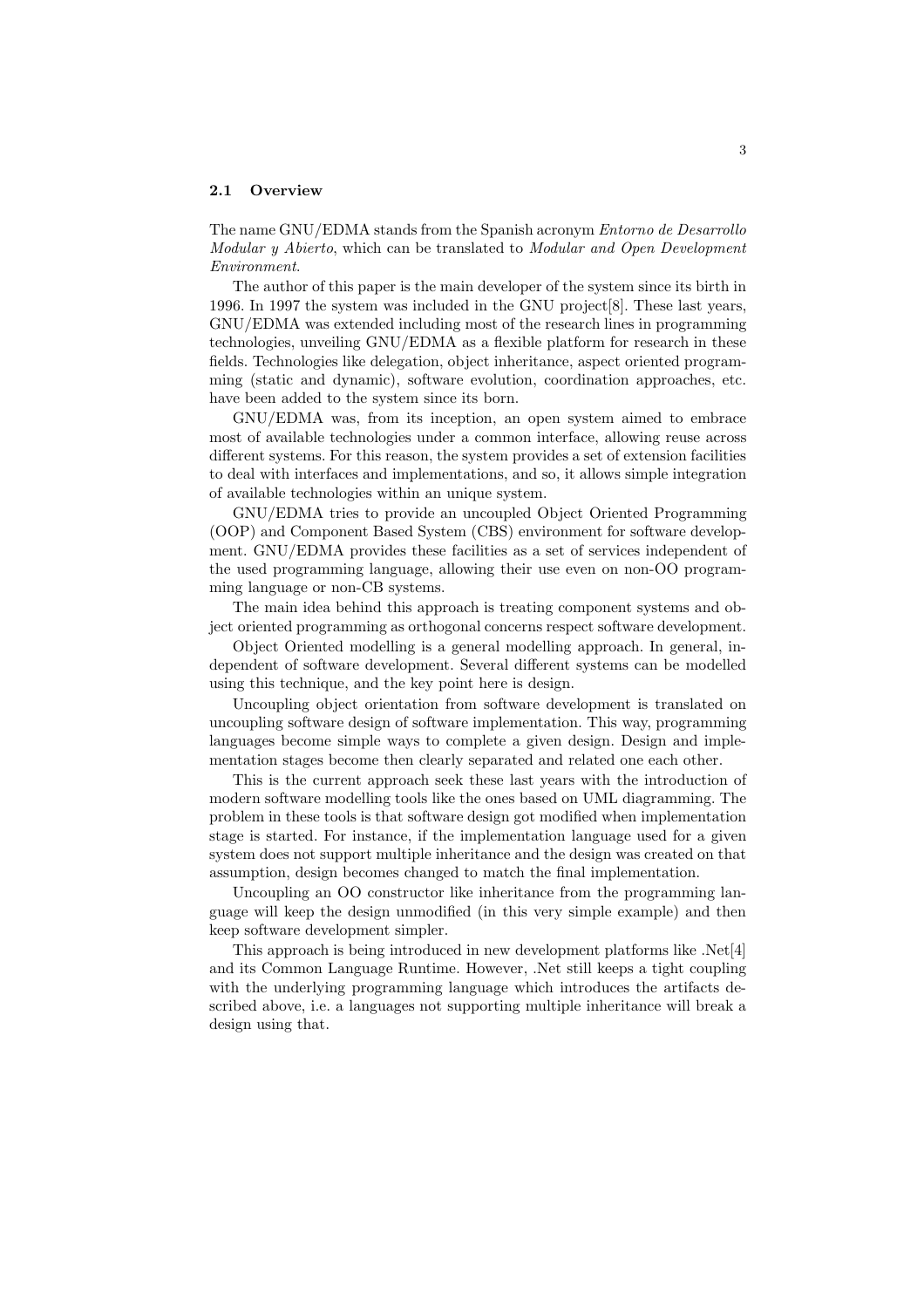### 2.1 Overview

The name GNU/EDMA stands from the Spanish acronym *Entorno de Desarrollo Modular y Abierto*, which can be translated to *Modular and Open Development Environment*.

The author of this paper is the main developer of the system since its birth in 1996. In 1997 the system was included in the GNU project[8]. These last years, GNU/EDMA was extended including most of the research lines in programming technologies, unveiling GNU/EDMA as a flexible platform for research in these fields. Technologies like delegation, object inheritance, aspect oriented programming (static and dynamic), software evolution, coordination approaches, etc. have been added to the system since its born.

GNU/EDMA was, from its inception, an open system aimed to embrace most of available technologies under a common interface, allowing reuse across different systems. For this reason, the system provides a set of extension facilities to deal with interfaces and implementations, and so, it allows simple integration of available technologies within an unique system.

GNU/EDMA tries to provide an uncoupled Object Oriented Programming (OOP) and Component Based System (CBS) environment for software development. GNU/EDMA provides these facilities as a set of services independent of the used programming language, allowing their use even on non-OO programming language or non-CB systems.

The main idea behind this approach is treating component systems and object oriented programming as orthogonal concerns respect software development.

Object Oriented modelling is a general modelling approach. In general, independent of software development. Several different systems can be modelled using this technique, and the key point here is design.

Uncoupling object orientation from software development is translated on uncoupling software design of software implementation. This way, programming languages become simple ways to complete a given design. Design and implementation stages become then clearly separated and related one each other.

This is the current approach seek these last years with the introduction of modern software modelling tools like the ones based on UML diagramming. The problem in these tools is that software design got modified when implementation stage is started. For instance, if the implementation language used for a given system does not support multiple inheritance and the design was created on that assumption, design becomes changed to match the final implementation.

Uncoupling an OO constructor like inheritance from the programming language will keep the design unmodified (in this very simple example) and then keep software development simpler.

This approach is being introduced in new development platforms like .Net[4] and its Common Language Runtime. However, .Net still keeps a tight coupling with the underlying programming language which introduces the artifacts described above, i.e. a languages not supporting multiple inheritance will break a design using that.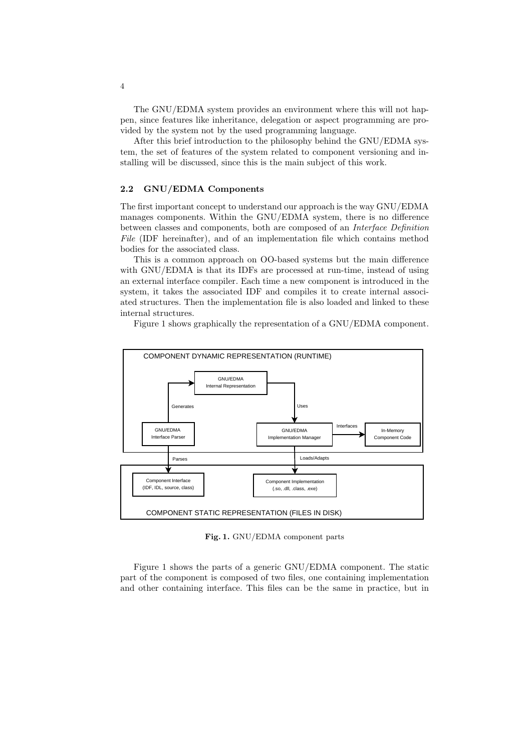The GNU/EDMA system provides an environment where this will not happen, since features like inheritance, delegation or aspect programming are provided by the system not by the used programming language.

After this brief introduction to the philosophy behind the GNU/EDMA system, the set of features of the system related to component versioning and installing will be discussed, since this is the main subject of this work.

### 2.2 GNU/EDMA Components

The first important concept to understand our approach is the way GNU/EDMA manages components. Within the GNU/EDMA system, there is no difference between classes and components, both are composed of an *Interface Definition File* (IDF hereinafter), and of an implementation file which contains method bodies for the associated class.

This is a common approach on OO-based systems but the main difference with GNU/EDMA is that its IDFs are processed at run-time, instead of using an external interface compiler. Each time a new component is introduced in the system, it takes the associated IDF and compiles it to create internal associated structures. Then the implementation file is also loaded and linked to these internal structures.

Figure 1 shows graphically the representation of a GNU/EDMA component.

COMPONENT DYNAMIC REPRESENTATION (RUNTIME)

GNU/EDMA Internal Representation

Generates

Uses

GNU/EDMA Interface Parser

GNU/EDMA Implementation Manager

Interfaces

In-Memory Component Code

Parses

Loads/Adapts

Component Interface (IDF, IDL, source, class)

Component Implementation (.so, .dll, .class, .exe)

COMPONENT STATIC REPRESENTATION (FILES IN DISK)

**Fig. 1.** GNU/EDMA component parts

Figure 1 shows the parts of a generic GNU/EDMA component. The static part of the component is composed of two files, one containing implementation and other containing interface. This files can be the same in practice, but in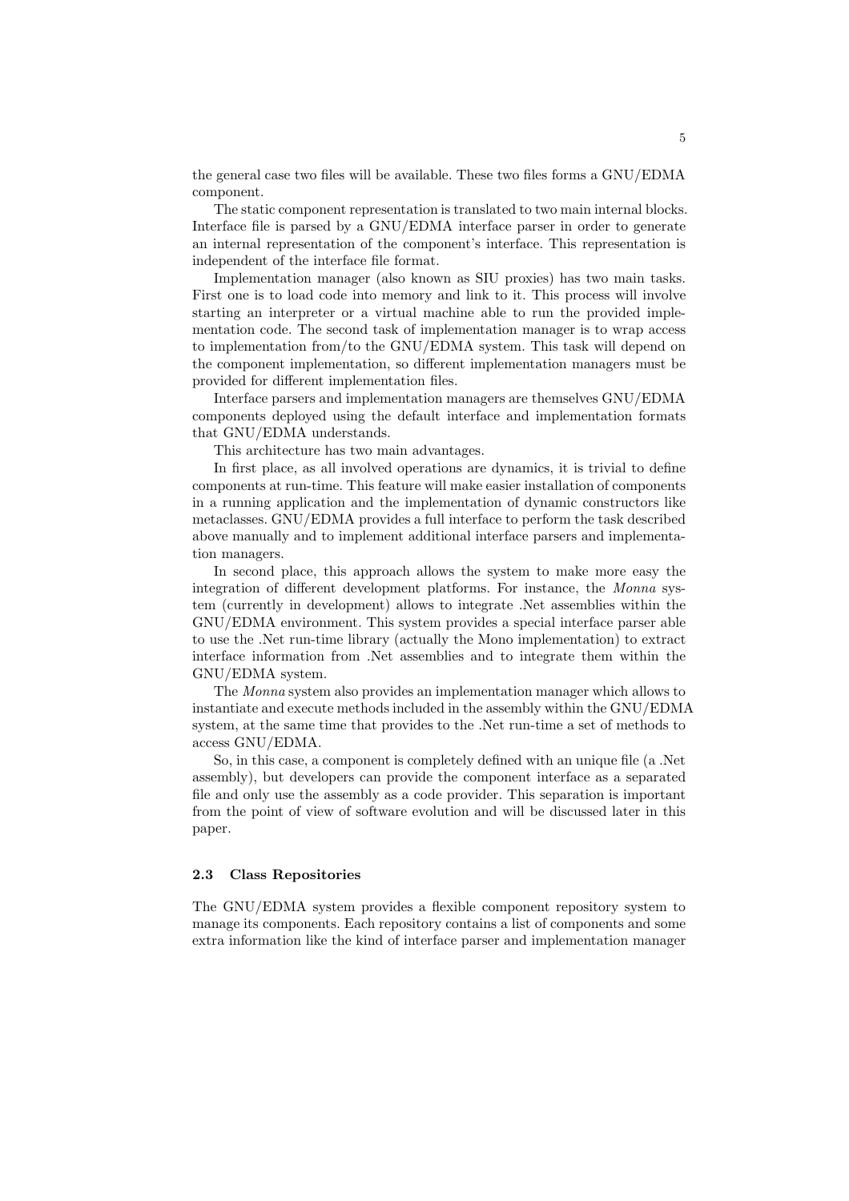the general case two files will be available. These two files forms a GNU/EDMA component.

The static component representation is translated to two main internal blocks. Interface file is parsed by a GNU/EDMA interface parser in order to generate an internal representation of the component's interface. This representation is independent of the interface file format.

Implementation manager (also known as SIU proxies) has two main tasks. First one is to load code into memory and link to it. This process will involve starting an interpreter or a virtual machine able to run the provided implementation code. The second task of implementation manager is to wrap access to implementation from/to the GNU/EDMA system. This task will depend on the component implementation, so different implementation managers must be provided for different implementation files.

Interface parsers and implementation managers are themselves GNU/EDMA components deployed using the default interface and implementation formats that GNU/EDMA understands.

This architecture has two main advantages.

In first place, as all involved operations are dynamics, it is trivial to define components at run-time. This feature will make easier installation of components in a running application and the implementation of dynamic constructors like metaclasses. GNU/EDMA provides a full interface to perform the task described above manually and to implement additional interface parsers and implementation managers.

In second place, this approach allows the system to make more easy the integration of different development platforms. For instance, the *Monna* system (currently in development) allows to integrate .Net assemblies within the GNU/EDMA environment. This system provides a special interface parser able to use the .Net run-time library (actually the Mono implementation) to extract interface information from .Net assemblies and to integrate them within the GNU/EDMA system.

The *Monna* system also provides an implementation manager which allows to instantiate and execute methods included in the assembly within the GNU/EDMA system, at the same time that provides to the .Net run-time a set of methods to access GNU/EDMA.

So, in this case, a component is completely defined with an unique file (a .Net assembly), but developers can provide the component interface as a separated file and only use the assembly as a code provider. This separation is important from the point of view of software evolution and will be discussed later in this paper.

### 2.3 Class Repositories

The GNU/EDMA system provides a flexible component repository system to manage its components. Each repository contains a list of components and some extra information like the kind of interface parser and implementation manager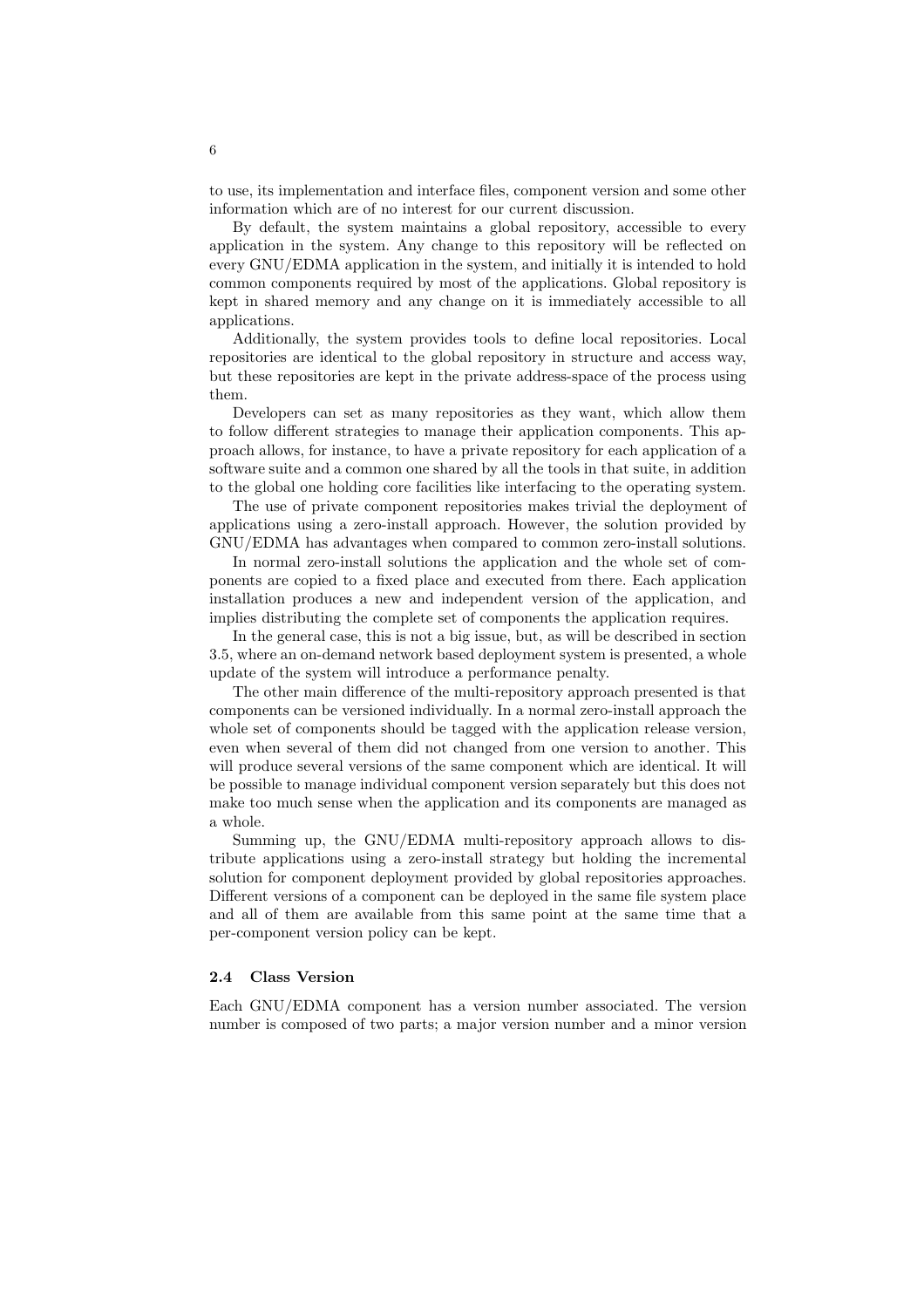to use, its implementation and interface files, component version and some other information which are of no interest for our current discussion.

By default, the system maintains a global repository, accessible to every application in the system. Any change to this repository will be reflected on every GNU/EDMA application in the system, and initially it is intended to hold common components required by most of the applications. Global repository is kept in shared memory and any change on it is immediately accessible to all applications.

Additionally, the system provides tools to define local repositories. Local repositories are identical to the global repository in structure and access way, but these repositories are kept in the private address-space of the process using them.

Developers can set as many repositories as they want, which allow them to follow different strategies to manage their application components. This approach allows, for instance, to have a private repository for each application of a software suite and a common one shared by all the tools in that suite, in addition to the global one holding core facilities like interfacing to the operating system.

The use of private component repositories makes trivial the deployment of applications using a zero-install approach. However, the solution provided by GNU/EDMA has advantages when compared to common zero-install solutions.

In normal zero-install solutions the application and the whole set of components are copied to a fixed place and executed from there. Each application installation produces a new and independent version of the application, and implies distributing the complete set of components the application requires.

In the general case, this is not a big issue, but, as will be described in section 3.5, where an on-demand network based deployment system is presented, a whole update of the system will introduce a performance penalty.

The other main difference of the multi-repository approach presented is that components can be versioned individually. In a normal zero-install approach the whole set of components should be tagged with the application release version, even when several of them did not changed from one version to another. This will produce several versions of the same component which are identical. It will be possible to manage individual component version separately but this does not make too much sense when the application and its components are managed as a whole.

Summing up, the GNU/EDMA multi-repository approach allows to distribute applications using a zero-install strategy but holding the incremental solution for component deployment provided by global repositories approaches. Different versions of a component can be deployed in the same file system place and all of them are available from this same point at the same time that a per-component version policy can be kept.

### 2.4 Class Version

Each GNU/EDMA component has a version number associated. The version number is composed of two parts; a major version number and a minor version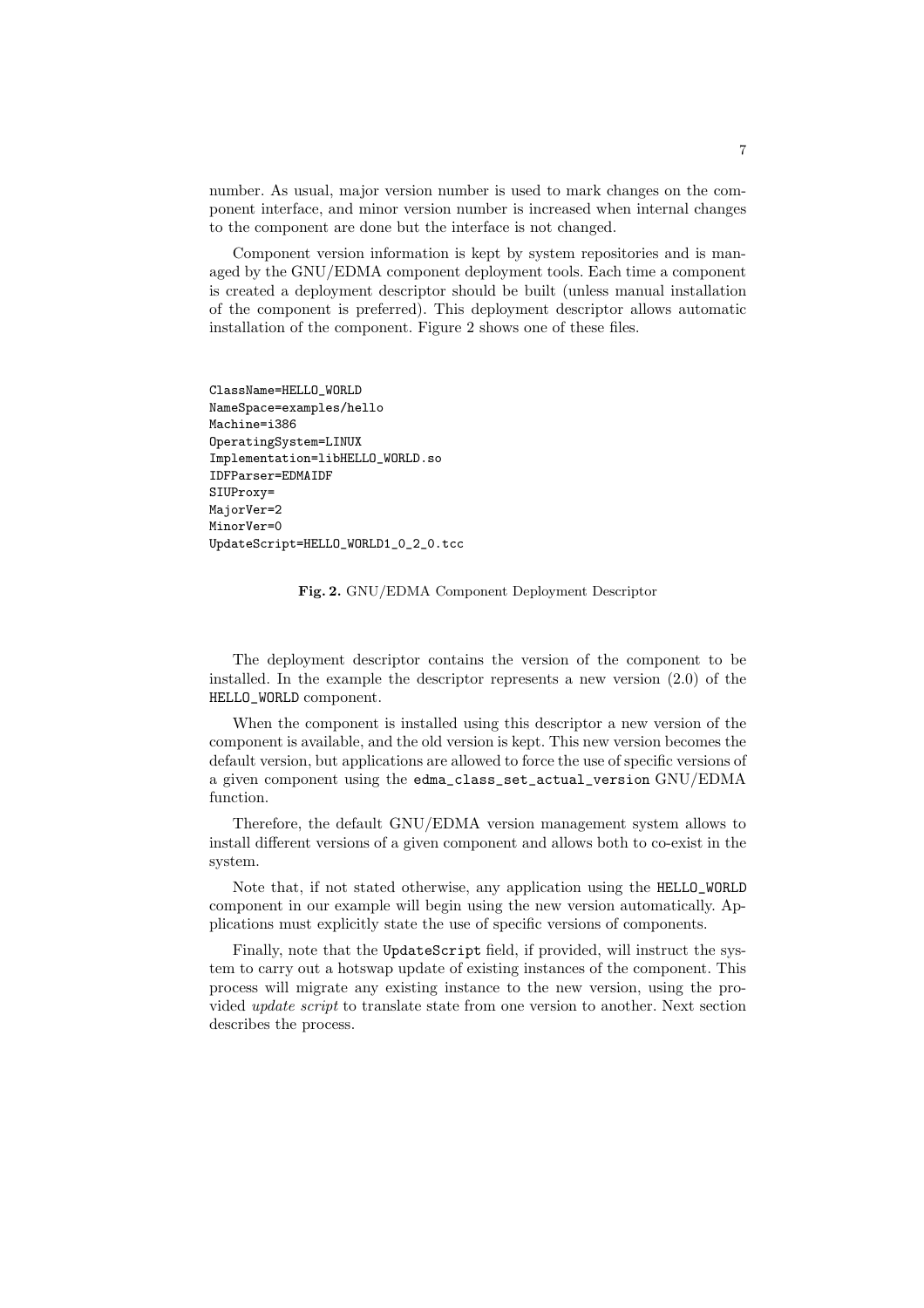number. As usual, major version number is used to mark changes on the component interface, and minor version number is increased when internal changes to the component are done but the interface is not changed.

Component version information is kept by system repositories and is managed by the GNU/EDMA component deployment tools. Each time a component is created a deployment descriptor should be built (unless manual installation of the component is preferred). This deployment descriptor allows automatic installation of the component. Figure 2 shows one of these files.

```
ClassName=HELLO_WORLD
NameSpace=examples/hello
Machine=i386
OperatingSystem=LINUX
Implementation=libHELLO_WORLD.so
IDFParser=EDMAIDF
SIUProxy=
MajorVer=2
MinorVer=0
UpdateScript=HELLO_WORLD1_0_2_0.tcc
```

**Fig. 2.** GNU/EDMA Component Deployment Descriptor

The deployment descriptor contains the version of the component to be installed. In the example the descriptor represents a new version (2.0) of the `HELLO_WORLD` component.

When the component is installed using this descriptor a new version of the component is available, and the old version is kept. This new version becomes the default version, but applications are allowed to force the use of specific versions of a given component using the `edma_class_set_actual_version` GNU/EDMA function.

Therefore, the default GNU/EDMA version management system allows to install different versions of a given component and allows both to co-exist in the system.

Note that, if not stated otherwise, any application using the `HELLO_WORLD` component in our example will begin using the new version automatically. Applications must explicitly state the use of specific versions of components.

Finally, note that the `UpdateScript` field, if provided, will instruct the system to carry out a hotswap update of existing instances of the component. This process will migrate any existing instance to the new version, using the provided *update script* to translate state from one version to another. Next section describes the process.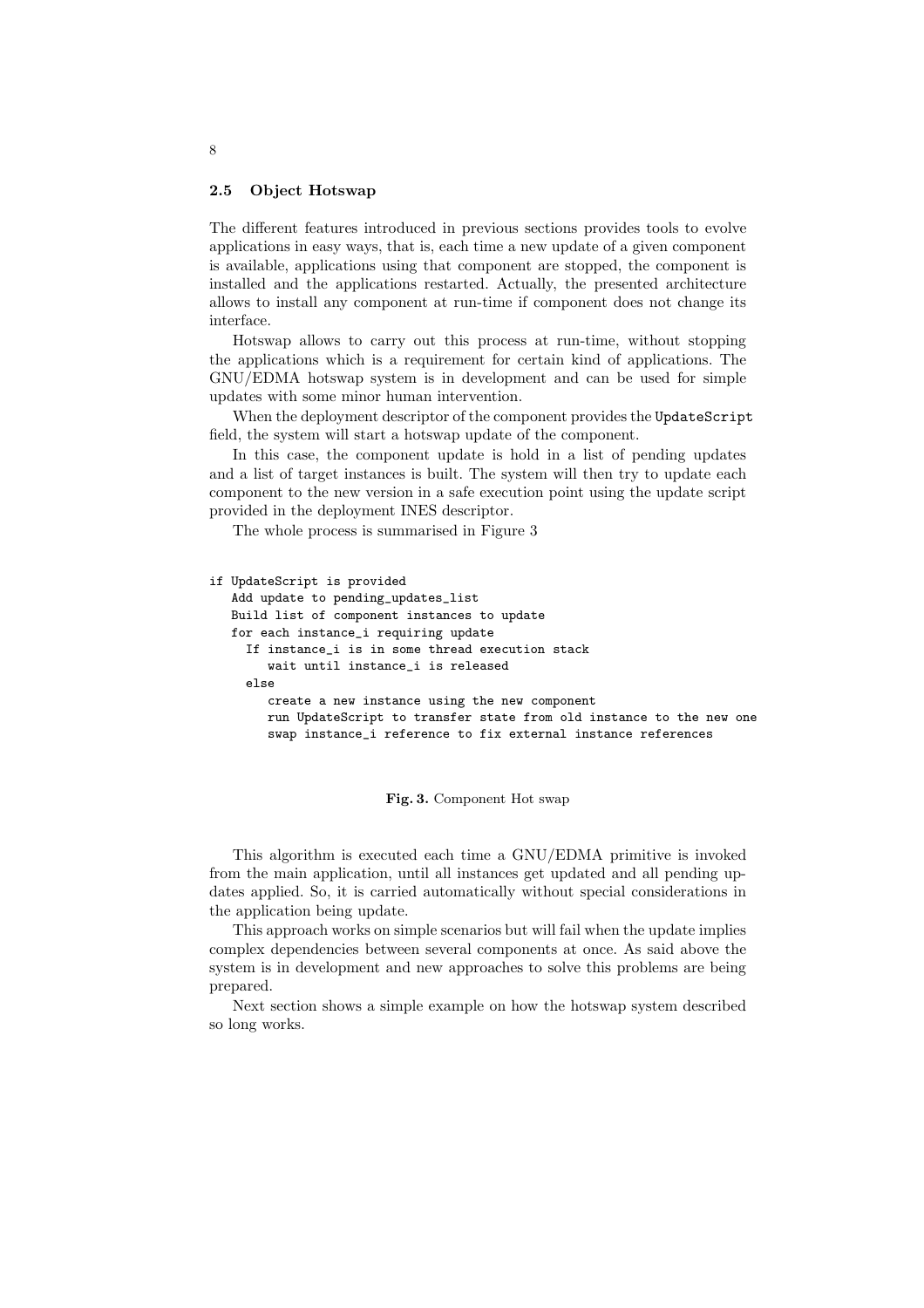### 2.5 Object Hotswap

The different features introduced in previous sections provides tools to evolve applications in easy ways, that is, each time a new update of a given component is available, applications using that component are stopped, the component is installed and the applications restarted. Actually, the presented architecture allows to install any component at run-time if component does not change its interface.

Hotswap allows to carry out this process at run-time, without stopping the applications which is a requirement for certain kind of applications. The GNU/EDMA hotswap system is in development and can be used for simple updates with some minor human intervention.

When the deployment descriptor of the component provides the `UpdateScript` field, the system will start a hotswap update of the component.

In this case, the component update is hold in a list of pending updates and a list of target instances is built. The system will then try to update each component to the new version in a safe execution point using the update script provided in the deployment INES descriptor.

The whole process is summarised in Figure 3

```
if UpdateScript is provided
   Add update to pending_updates_list
   Build list of component instances to update
   for each instance_i requiring update
     If instance_i is in some thread execution stack
        wait until instance_i is released
     else
        create a new instance using the new component
        run UpdateScript to transfer state from old instance to the new one
        swap instance_i reference to fix external instance references
```

**Fig. 3.** Component Hot swap

This algorithm is executed each time a GNU/EDMA primitive is invoked from the main application, until all instances get updated and all pending updates applied. So, it is carried automatically without special considerations in the application being update.

This approach works on simple scenarios but will fail when the update implies complex dependencies between several components at once. As said above the system is in development and new approaches to solve this problems are being prepared.

Next section shows a simple example on how the hotswap system described so long works.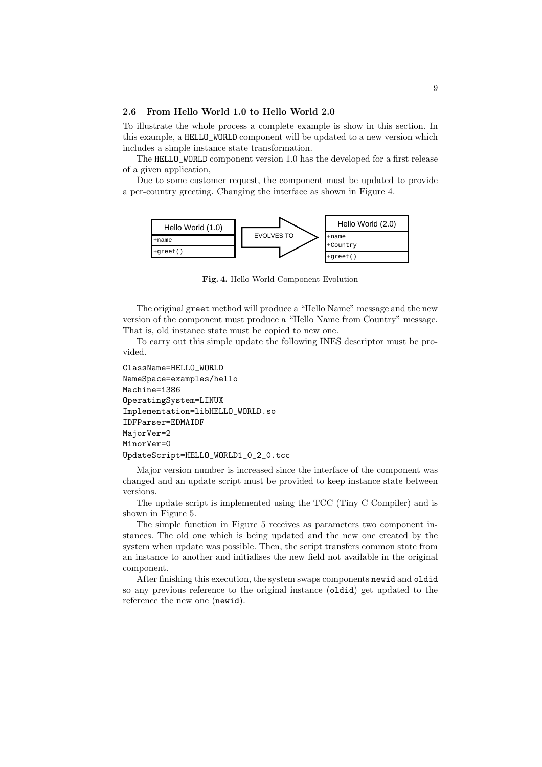### 2.6 From Hello World 1.0 to Hello World 2.0

To illustrate the whole process a complete example is show in this section. In this example, a HELLO_WORLD component will be updated to a new version which includes a simple instance state transformation.

The HELLO_WORLD component version 1.0 has the developed for a first release of a given application,

Due to some customer request, the component must be updated to provide a per-country greeting. Changing the interface as shown in Figure 4.

**Fig. 4.** Hello World Component Evolution

The original greet method will produce a "Hello Name" message and the new version of the component must produce a "Hello Name from Country" message. That is, old instance state must be copied to new one.

To carry out this simple update the following INES descriptor must be provided.

```
ClassName=HELLO_WORLD
NameSpace=examples/hello
Machine=i386
OperatingSystem=LINUX
Implementation=libHELLO_WORLD.so
IDFParser=EDMAIDF
MajorVer=2
MinorVer=0
UpdateScript=HELLO_WORLD1_0_2_0.tcc
```

Major version number is increased since the interface of the component was changed and an update script must be provided to keep instance state between versions.

The update script is implemented using the TCC (Tiny C Compiler) and is shown in Figure 5.

The simple function in Figure 5 receives as parameters two component instances. The old one which is being updated and the new one created by the system when update was possible. Then, the script transfers common state from an instance to another and initialises the new field not available in the original component.

After finishing this execution, the system swaps components newid and oldid so any previous reference to the original instance (oldid) get updated to the reference the new one (newid).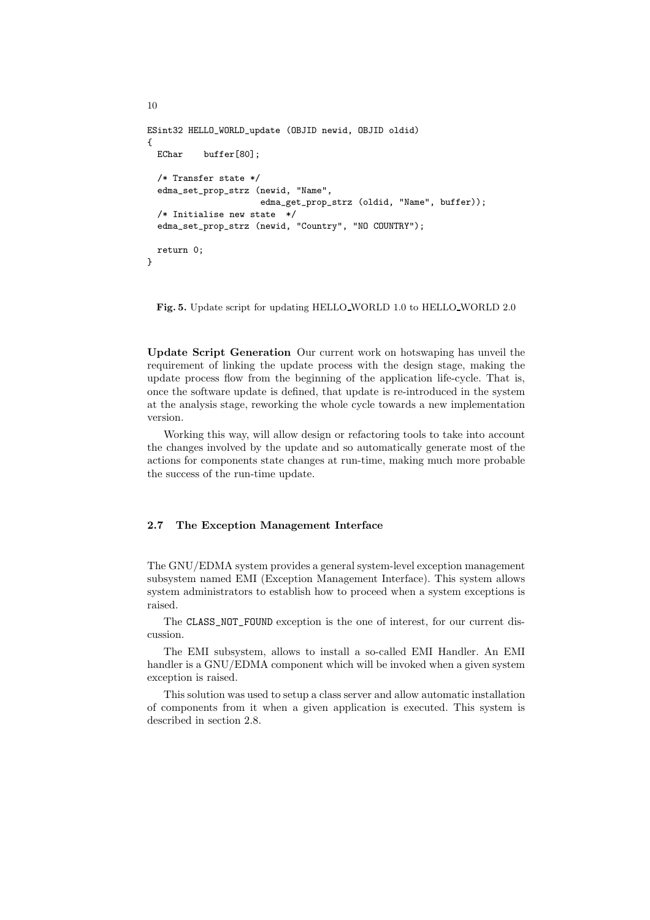```
ESint32 HELLO_WORLD_update (OBJID newid, OBJID oldid)
{
  EChar    buffer[80];

  /* Transfer state */
  edma_set_prop_strz (newid, "Name",
                      edma_get_prop_strz (oldid, "Name", buffer));
  /* Initialise new state  */
  edma_set_prop_strz (newid, "Country", "NO COUNTRY");

  return 0;
}
```

**Fig. 5.** Update script for updating HELLO_WORLD 1.0 to HELLO_WORLD 2.0

**Update Script Generation** Our current work on hotswaping has unveil the requirement of linking the update process with the design stage, making the update process flow from the beginning of the application life-cycle. That is, once the software update is defined, that update is re-introduced in the system at the analysis stage, reworking the whole cycle towards a new implementation version.

Working this way, will allow design or refactoring tools to take into account the changes involved by the update and so automatically generate most of the actions for components state changes at run-time, making much more probable the success of the run-time update.

### 2.7 The Exception Management Interface

The GNU/EDMA system provides a general system-level exception management subsystem named EMI (Exception Management Interface). This system allows system administrators to establish how to proceed when a system exceptions is raised.

The `CLASS_NOT_FOUND` exception is the one of interest, for our current discussion.

The EMI subsystem, allows to install a so-called EMI Handler. An EMI handler is a GNU/EDMA component which will be invoked when a given system exception is raised.

This solution was used to setup a class server and allow automatic installation of components from it when a given application is executed. This system is described in section 2.8.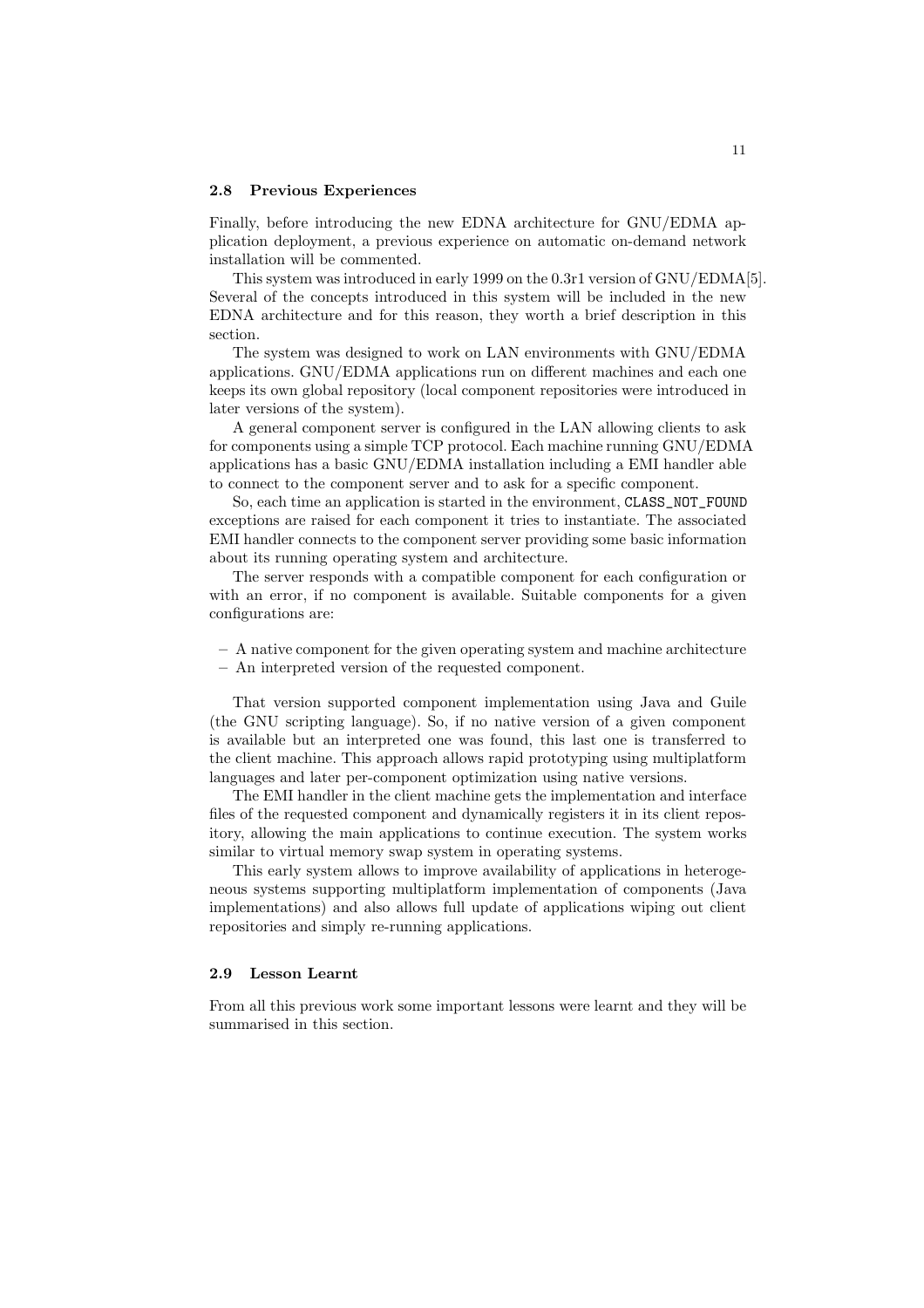### 2.8 Previous Experiences

Finally, before introducing the new EDNA architecture for GNU/EDMA application deployment, a previous experience on automatic on-demand network installation will be commented.

This system was introduced in early 1999 on the 0.3r1 version of GNU/EDMA[5]. Several of the concepts introduced in this system will be included in the new EDNA architecture and for this reason, they worth a brief description in this section.

The system was designed to work on LAN environments with GNU/EDMA applications. GNU/EDMA applications run on different machines and each one keeps its own global repository (local component repositories were introduced in later versions of the system).

A general component server is configured in the LAN allowing clients to ask for components using a simple TCP protocol. Each machine running GNU/EDMA applications has a basic GNU/EDMA installation including a EMI handler able to connect to the component server and to ask for a specific component.

So, each time an application is started in the environment, `CLASS_NOT_FOUND` exceptions are raised for each component it tries to instantiate. The associated EMI handler connects to the component server providing some basic information about its running operating system and architecture.

The server responds with a compatible component for each configuration or with an error, if no component is available. Suitable components for a given configurations are:

- A native component for the given operating system and machine architecture
- An interpreted version of the requested component.

That version supported component implementation using Java and Guile (the GNU scripting language). So, if no native version of a given component is available but an interpreted one was found, this last one is transferred to the client machine. This approach allows rapid prototyping using multiplatform languages and later per-component optimization using native versions.

The EMI handler in the client machine gets the implementation and interface files of the requested component and dynamically registers it in its client repository, allowing the main applications to continue execution. The system works similar to virtual memory swap system in operating systems.

This early system allows to improve availability of applications in heterogeneous systems supporting multiplatform implementation of components (Java implementations) and also allows full update of applications wiping out client repositories and simply re-running applications.

### 2.9 Lesson Learnt

From all this previous work some important lessons were learnt and they will be summarised in this section.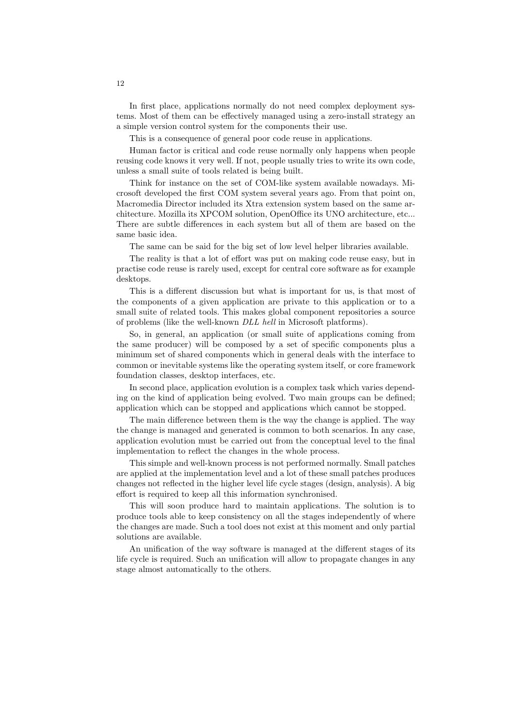In first place, applications normally do not need complex deployment systems. Most of them can be effectively managed using a zero-install strategy an a simple version control system for the components their use.

This is a consequence of general poor code reuse in applications.

Human factor is critical and code reuse normally only happens when people reusing code knows it very well. If not, people usually tries to write its own code, unless a small suite of tools related is being built.

Think for instance on the set of COM-like system available nowadays. Microsoft developed the first COM system several years ago. From that point on, Macromedia Director included its Xtra extension system based on the same architecture. Mozilla its XPCOM solution, OpenOffice its UNO architecture, etc... There are subtle differences in each system but all of them are based on the same basic idea.

The same can be said for the big set of low level helper libraries available.

The reality is that a lot of effort was put on making code reuse easy, but in practise code reuse is rarely used, except for central core software as for example desktops.

This is a different discussion but what is important for us, is that most of the components of a given application are private to this application or to a small suite of related tools. This makes global component repositories a source of problems (like the well-known *DLL hell* in Microsoft platforms).

So, in general, an application (or small suite of applications coming from the same producer) will be composed by a set of specific components plus a minimum set of shared components which in general deals with the interface to common or inevitable systems like the operating system itself, or core framework foundation classes, desktop interfaces, etc.

In second place, application evolution is a complex task which varies depending on the kind of application being evolved. Two main groups can be defined; application which can be stopped and applications which cannot be stopped.

The main difference between them is the way the change is applied. The way the change is managed and generated is common to both scenarios. In any case, application evolution must be carried out from the conceptual level to the final implementation to reflect the changes in the whole process.

This simple and well-known process is not performed normally. Small patches are applied at the implementation level and a lot of these small patches produces changes not reflected in the higher level life cycle stages (design, analysis). A big effort is required to keep all this information synchronised.

This will soon produce hard to maintain applications. The solution is to produce tools able to keep consistency on all the stages independently of where the changes are made. Such a tool does not exist at this moment and only partial solutions are available.

An unification of the way software is managed at the different stages of its life cycle is required. Such an unification will allow to propagate changes in any stage almost automatically to the others.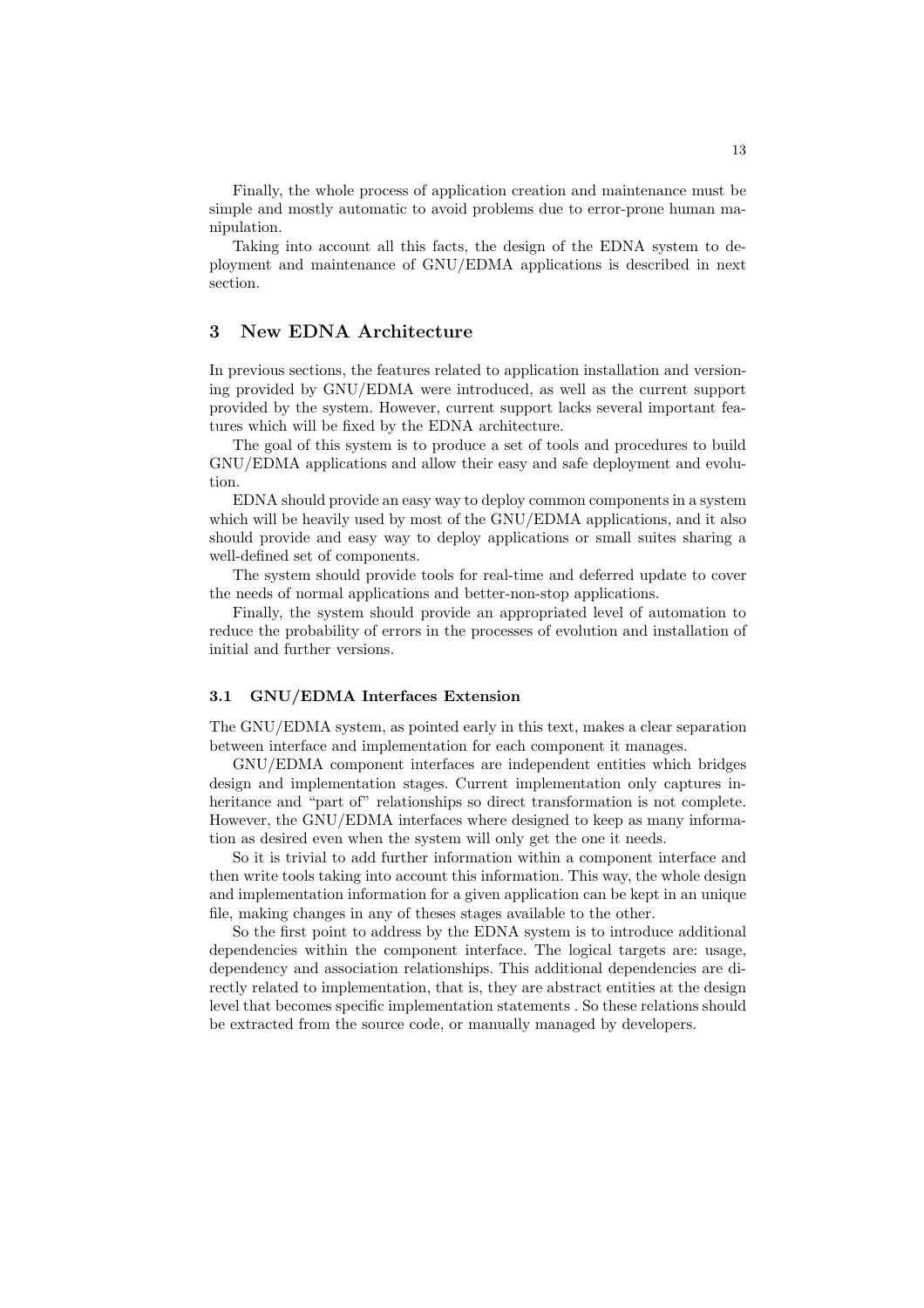Finally, the whole process of application creation and maintenance must be simple and mostly automatic to avoid problems due to error-prone human manipulation.

Taking into account all this facts, the design of the EDNA system to deployment and maintenance of GNU/EDMA applications is described in next section.

## 3 New EDNA Architecture

In previous sections, the features related to application installation and versioning provided by GNU/EDMA were introduced, as well as the current support provided by the system. However, current support lacks several important features which will be fixed by the EDNA architecture.

The goal of this system is to produce a set of tools and procedures to build GNU/EDMA applications and allow their easy and safe deployment and evolution.

EDNA should provide an easy way to deploy common components in a system which will be heavily used by most of the GNU/EDMA applications, and it also should provide and easy way to deploy applications or small suites sharing a well-defined set of components.

The system should provide tools for real-time and deferred update to cover the needs of normal applications and better-non-stop applications.

Finally, the system should provide an appropriated level of automation to reduce the probability of errors in the processes of evolution and installation of initial and further versions.

### 3.1 GNU/EDMA Interfaces Extension

The GNU/EDMA system, as pointed early in this text, makes a clear separation between interface and implementation for each component it manages.

GNU/EDMA component interfaces are independent entities which bridges design and implementation stages. Current implementation only captures inheritance and "part of" relationships so direct transformation is not complete. However, the GNU/EDMA interfaces where designed to keep as many information as desired even when the system will only get the one it needs.

So it is trivial to add further information within a component interface and then write tools taking into account this information. This way, the whole design and implementation information for a given application can be kept in an unique file, making changes in any of theses stages available to the other.

So the first point to address by the EDNA system is to introduce additional dependencies within the component interface. The logical targets are: usage, dependency and association relationships. This additional dependencies are directly related to implementation, that is, they are abstract entities at the design level that becomes specific implementation statements . So these relations should be extracted from the source code, or manually managed by developers.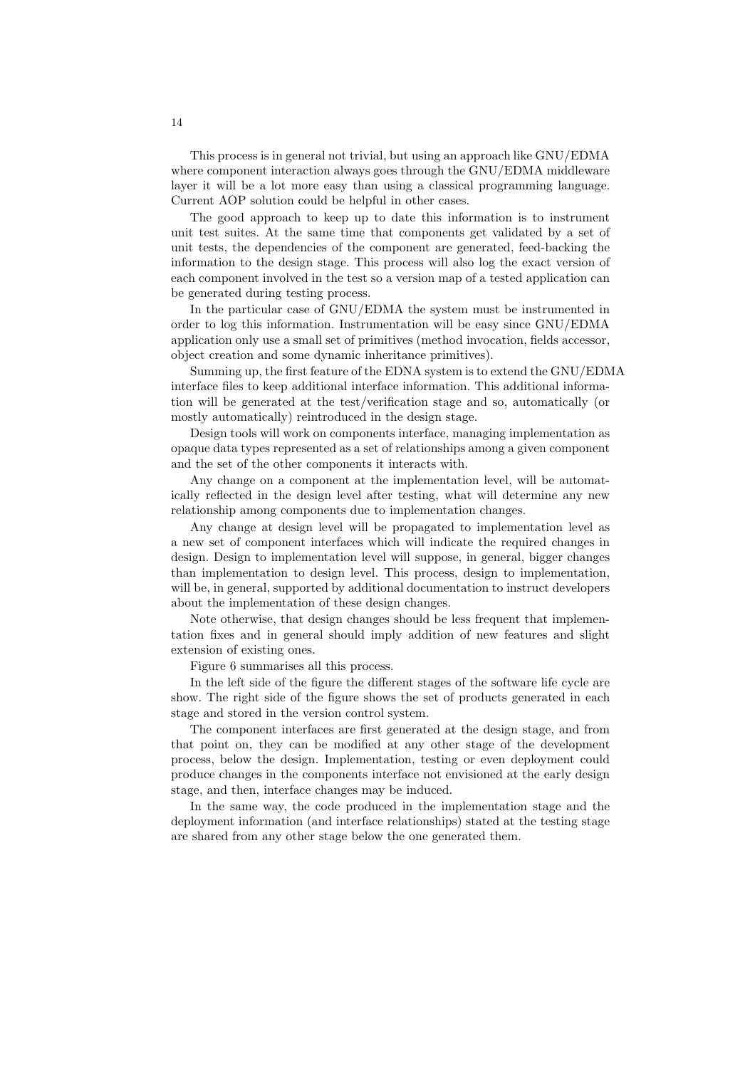This process is in general not trivial, but using an approach like GNU/EDMA where component interaction always goes through the GNU/EDMA middleware layer it will be a lot more easy than using a classical programming language. Current AOP solution could be helpful in other cases.

The good approach to keep up to date this information is to instrument unit test suites. At the same time that components get validated by a set of unit tests, the dependencies of the component are generated, feed-backing the information to the design stage. This process will also log the exact version of each component involved in the test so a version map of a tested application can be generated during testing process.

In the particular case of GNU/EDMA the system must be instrumented in order to log this information. Instrumentation will be easy since GNU/EDMA application only use a small set of primitives (method invocation, fields accessor, object creation and some dynamic inheritance primitives).

Summing up, the first feature of the EDNA system is to extend the GNU/EDMA interface files to keep additional interface information. This additional information will be generated at the test/verification stage and so, automatically (or mostly automatically) reintroduced in the design stage.

Design tools will work on components interface, managing implementation as opaque data types represented as a set of relationships among a given component and the set of the other components it interacts with.

Any change on a component at the implementation level, will be automatically reflected in the design level after testing, what will determine any new relationship among components due to implementation changes.

Any change at design level will be propagated to implementation level as a new set of component interfaces which will indicate the required changes in design. Design to implementation level will suppose, in general, bigger changes than implementation to design level. This process, design to implementation, will be, in general, supported by additional documentation to instruct developers about the implementation of these design changes.

Note otherwise, that design changes should be less frequent that implementation fixes and in general should imply addition of new features and slight extension of existing ones.

Figure 6 summarises all this process.

In the left side of the figure the different stages of the software life cycle are show. The right side of the figure shows the set of products generated in each stage and stored in the version control system.

The component interfaces are first generated at the design stage, and from that point on, they can be modified at any other stage of the development process, below the design. Implementation, testing or even deployment could produce changes in the components interface not envisioned at the early design stage, and then, interface changes may be induced.

In the same way, the code produced in the implementation stage and the deployment information (and interface relationships) stated at the testing stage are shared from any other stage below the one generated them.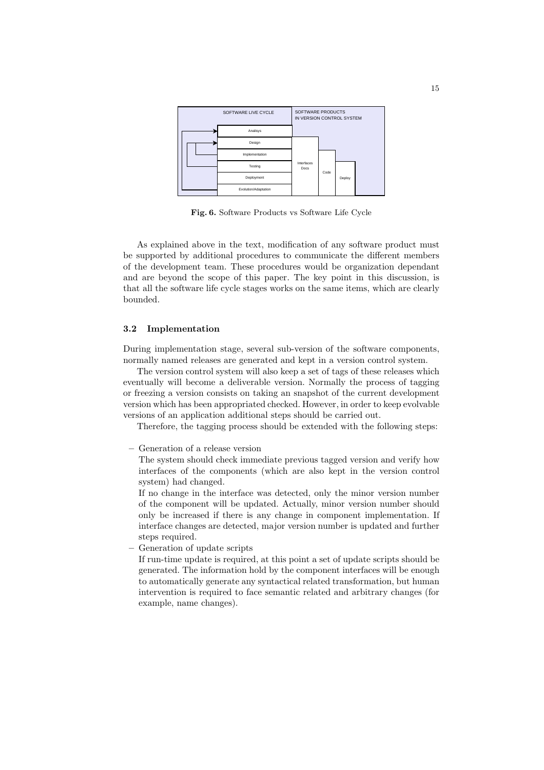SOFTWARE LIVE CYCLE

SOFTWARE PRODUCTS
IN VERSION CONTROL SYSTEM

Analisys

Design

Implementation

Testing

Deployment

Evolution/Adaptation

Interfaces
Docs

Code

Deploy

**Fig. 6.** Software Products vs Software Life Cycle

As explained above in the text, modification of any software product must be supported by additional procedures to communicate the different members of the development team. These procedures would be organization dependant and are beyond the scope of this paper. The key point in this discussion, is that all the software life cycle stages works on the same items, which are clearly bounded.

### 3.2 Implementation

During implementation stage, several sub-version of the software components, normally named releases are generated and kept in a version control system.

The version control system will also keep a set of tags of these releases which eventually will become a deliverable version. Normally the process of tagging or freezing a version consists on taking an snapshot of the current development version which has been appropriated checked. However, in order to keep evolvable versions of an application additional steps should be carried out.

Therefore, the tagging process should be extended with the following steps:

- Generation of a release version
  The system should check immediate previous tagged version and verify how interfaces of the components (which are also kept in the version control system) had changed.
  If no change in the interface was detected, only the minor version number of the component will be updated. Actually, minor version number should only be increased if there is any change in component implementation. If interface changes are detected, major version number is updated and further steps required.
- Generation of update scripts
  If run-time update is required, at this point a set of update scripts should be generated. The information hold by the component interfaces will be enough to automatically generate any syntactical related transformation, but human intervention is required to face semantic related and arbitrary changes (for example, name changes).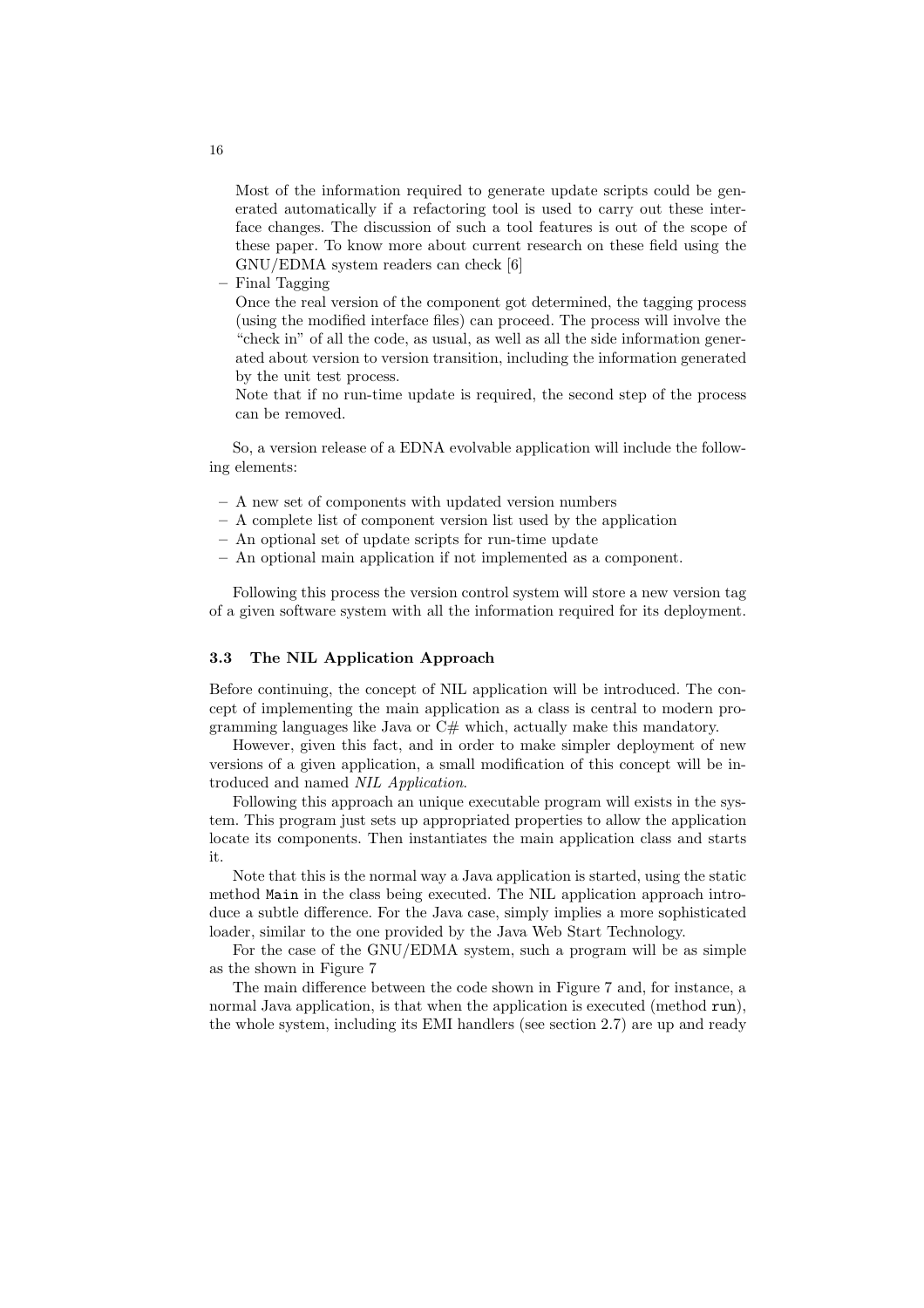Most of the information required to generate update scripts could be generated automatically if a refactoring tool is used to carry out these interface changes. The discussion of such a tool features is out of the scope of these paper. To know more about current research on these field using the GNU/EDMA system readers can check [6]

– Final Tagging

Once the real version of the component got determined, the tagging process (using the modified interface files) can proceed. The process will involve the "check in" of all the code, as usual, as well as all the side information generated about version to version transition, including the information generated by the unit test process.

Note that if no run-time update is required, the second step of the process can be removed.

So, a version release of a EDNA evolvable application will include the following elements:

– A new set of components with updated version numbers
– A complete list of component version list used by the application
– An optional set of update scripts for run-time update
– An optional main application if not implemented as a component.

Following this process the version control system will store a new version tag of a given software system with all the information required for its deployment.

### 3.3 The NIL Application Approach

Before continuing, the concept of NIL application will be introduced. The concept of implementing the main application as a class is central to modern programming languages like Java or C# which, actually make this mandatory.

However, given this fact, and in order to make simpler deployment of new versions of a given application, a small modification of this concept will be introduced and named *NIL Application*.

Following this approach an unique executable program will exists in the system. This program just sets up appropriated properties to allow the application locate its components. Then instantiates the main application class and starts it.

Note that this is the normal way a Java application is started, using the static method `Main` in the class being executed. The NIL application approach introduce a subtle difference. For the Java case, simply implies a more sophisticated loader, similar to the one provided by the Java Web Start Technology.

For the case of the GNU/EDMA system, such a program will be as simple as the shown in Figure 7

The main difference between the code shown in Figure 7 and, for instance, a normal Java application, is that when the application is executed (method `run`), the whole system, including its EMI handlers (see section 2.7) are up and ready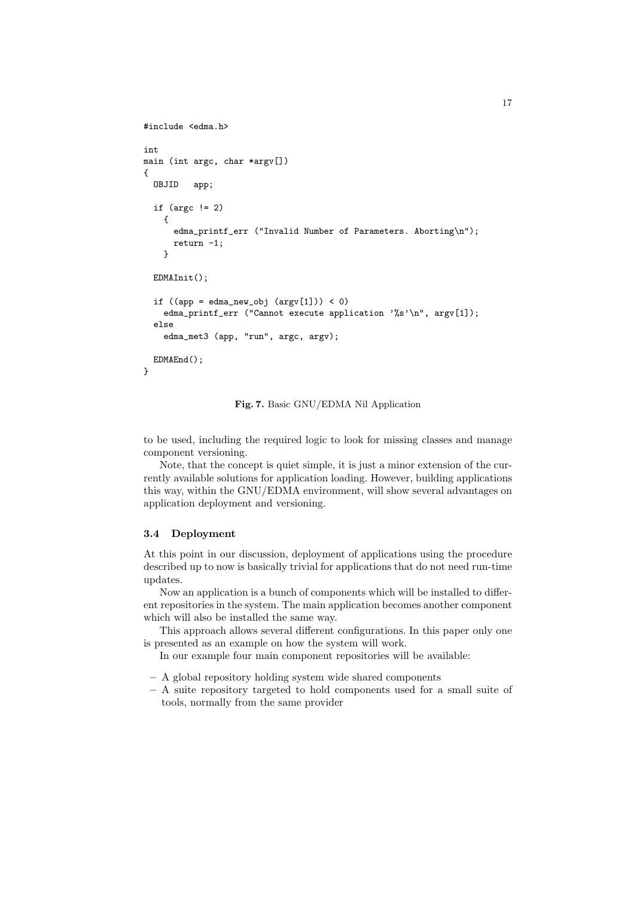```
#include <edma.h>

int
main (int argc, char *argv[])
{
  OBJID   app;

  if (argc != 2)
    {
      edma_printf_err ("Invalid Number of Parameters. Aborting\n");
      return -1;
    }

  EDMAInit();

  if ((app = edma_new_obj (argv[1])) < 0)
    edma_printf_err ("Cannot execute application '%s'\n", argv[1]);
  else
    edma_met3 (app, "run", argc, argv);

  EDMAEnd();
}
```

**Fig. 7.** Basic GNU/EDMA Nil Application

to be used, including the required logic to look for missing classes and manage component versioning.

Note, that the concept is quiet simple, it is just a minor extension of the currently available solutions for application loading. However, building applications this way, within the GNU/EDMA environment, will show several advantages on application deployment and versioning.

### 3.4 Deployment

At this point in our discussion, deployment of applications using the procedure described up to now is basically trivial for applications that do not need run-time updates.

Now an application is a bunch of components which will be installed to different repositories in the system. The main application becomes another component which will also be installed the same way.

This approach allows several different configurations. In this paper only one is presented as an example on how the system will work.

In our example four main component repositories will be available:

- A global repository holding system wide shared components
- A suite repository targeted to hold components used for a small suite of tools, normally from the same provider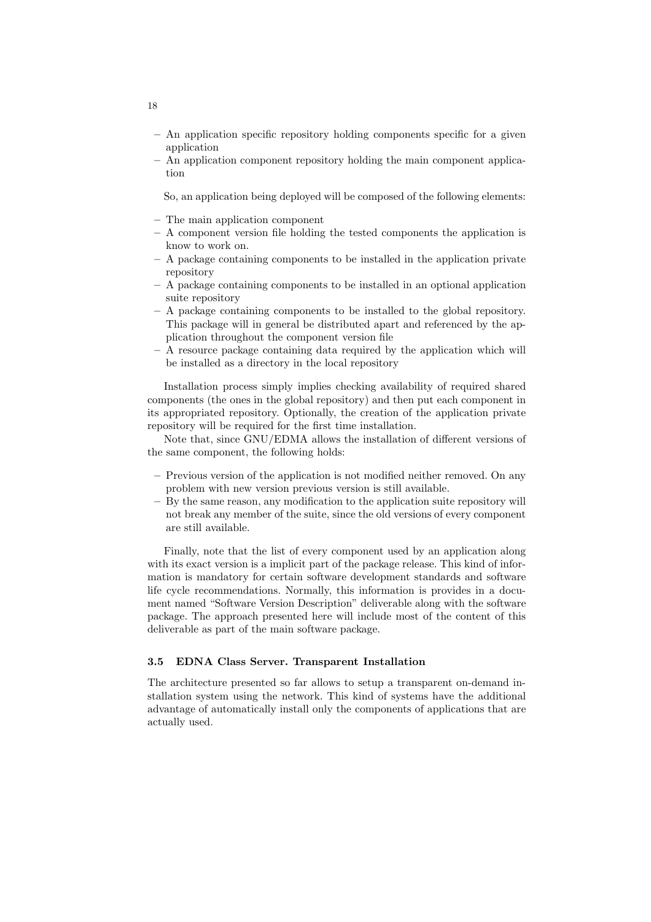- An application specific repository holding components specific for a given application
- An application component repository holding the main component application

So, an application being deployed will be composed of the following elements:

- The main application component
- A component version file holding the tested components the application is know to work on.
- A package containing components to be installed in the application private repository
- A package containing components to be installed in an optional application suite repository
- A package containing components to be installed to the global repository. This package will in general be distributed apart and referenced by the application throughout the component version file
- A resource package containing data required by the application which will be installed as a directory in the local repository

Installation process simply implies checking availability of required shared components (the ones in the global repository) and then put each component in its appropriated repository. Optionally, the creation of the application private repository will be required for the first time installation.

Note that, since GNU/EDMA allows the installation of different versions of the same component, the following holds:

- Previous version of the application is not modified neither removed. On any problem with new version previous version is still available.
- By the same reason, any modification to the application suite repository will not break any member of the suite, since the old versions of every component are still available.

Finally, note that the list of every component used by an application along with its exact version is a implicit part of the package release. This kind of information is mandatory for certain software development standards and software life cycle recommendations. Normally, this information is provides in a document named "Software Version Description" deliverable along with the software package. The approach presented here will include most of the content of this deliverable as part of the main software package.

### 3.5 EDNA Class Server. Transparent Installation

The architecture presented so far allows to setup a transparent on-demand installation system using the network. This kind of systems have the additional advantage of automatically install only the components of applications that are actually used.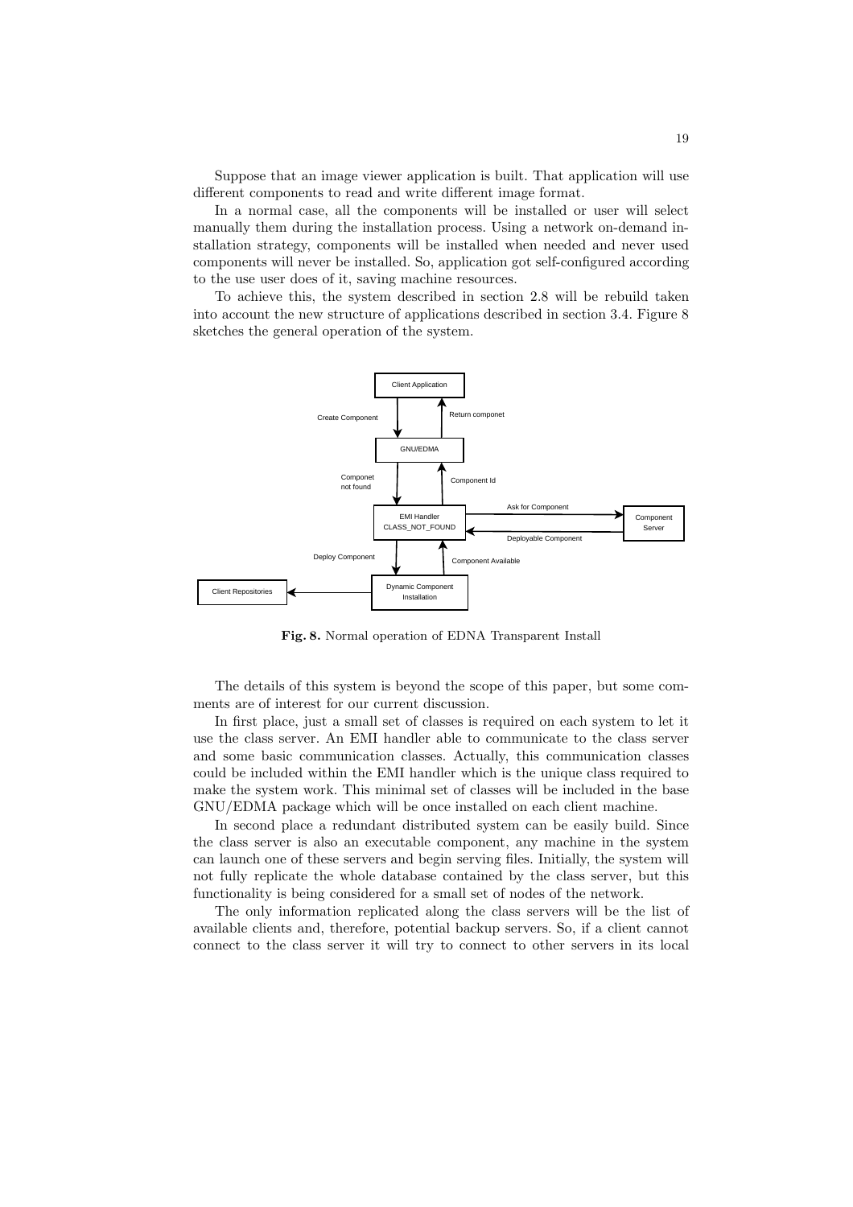Suppose that an image viewer application is built. That application will use different components to read and write different image format.

In a normal case, all the components will be installed or user will select manually them during the installation process. Using a network on-demand installation strategy, components will be installed when needed and never used components will never be installed. So, application got self-configured according to the use user does of it, saving machine resources.

To achieve this, the system described in section 2.8 will be rebuild taken into account the new structure of applications described in section 3.4. Figure 8 sketches the general operation of the system.

Client Application

Create Component

Return componet

GNU/EDMA

Componet not found

Component Id

EMI Handler CLASS_NOT_FOUND

Ask for Component

Deployable Component

Component Server

Deploy Component

Component Available

Client Repositories

Dynamic Component Installation

**Fig. 8.** Normal operation of EDNA Transparent Install

The details of this system is beyond the scope of this paper, but some comments are of interest for our current discussion.

In first place, just a small set of classes is required on each system to let it use the class server. An EMI handler able to communicate to the class server and some basic communication classes. Actually, this communication classes could be included within the EMI handler which is the unique class required to make the system work. This minimal set of classes will be included in the base GNU/EDMA package which will be once installed on each client machine.

In second place a redundant distributed system can be easily build. Since the class server is also an executable component, any machine in the system can launch one of these servers and begin serving files. Initially, the system will not fully replicate the whole database contained by the class server, but this functionality is being considered for a small set of nodes of the network.

The only information replicated along the class servers will be the list of available clients and, therefore, potential backup servers. So, if a client cannot connect to the class server it will try to connect to other servers in its local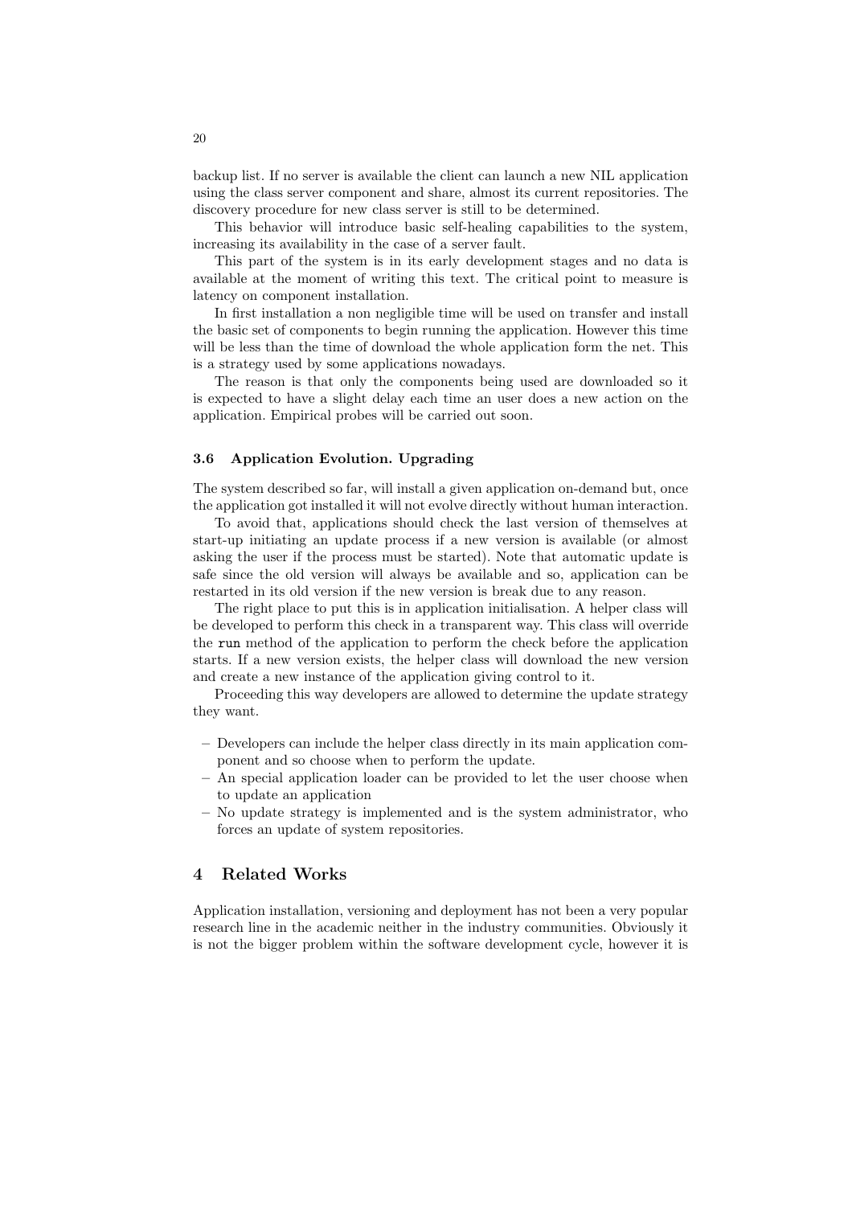backup list. If no server is available the client can launch a new NIL application using the class server component and share, almost its current repositories. The discovery procedure for new class server is still to be determined.

This behavior will introduce basic self-healing capabilities to the system, increasing its availability in the case of a server fault.

This part of the system is in its early development stages and no data is available at the moment of writing this text. The critical point to measure is latency on component installation.

In first installation a non negligible time will be used on transfer and install the basic set of components to begin running the application. However this time will be less than the time of download the whole application form the net. This is a strategy used by some applications nowadays.

The reason is that only the components being used are downloaded so it is expected to have a slight delay each time an user does a new action on the application. Empirical probes will be carried out soon.

### 3.6 Application Evolution. Upgrading

The system described so far, will install a given application on-demand but, once the application got installed it will not evolve directly without human interaction.

To avoid that, applications should check the last version of themselves at start-up initiating an update process if a new version is available (or almost asking the user if the process must be started). Note that automatic update is safe since the old version will always be available and so, application can be restarted in its old version if the new version is break due to any reason.

The right place to put this is in application initialisation. A helper class will be developed to perform this check in a transparent way. This class will override the `run` method of the application to perform the check before the application starts. If a new version exists, the helper class will download the new version and create a new instance of the application giving control to it.

Proceeding this way developers are allowed to determine the update strategy they want.

- Developers can include the helper class directly in its main application component and so choose when to perform the update.
- An special application loader can be provided to let the user choose when to update an application
- No update strategy is implemented and is the system administrator, who forces an update of system repositories.

## 4 Related Works

Application installation, versioning and deployment has not been a very popular research line in the academic neither in the industry communities. Obviously it is not the bigger problem within the software development cycle, however it is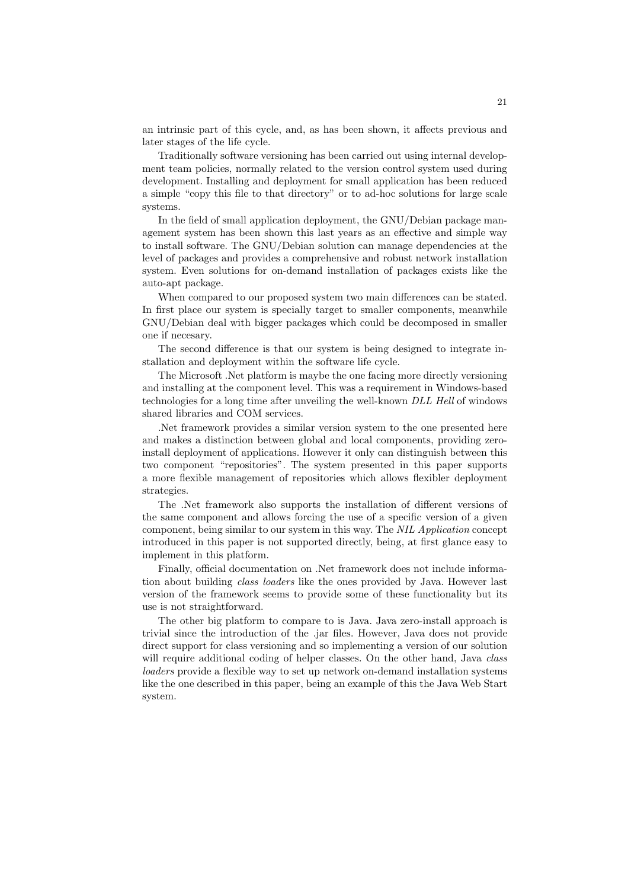an intrinsic part of this cycle, and, as has been shown, it affects previous and later stages of the life cycle.

Traditionally software versioning has been carried out using internal development team policies, normally related to the version control system used during development. Installing and deployment for small application has been reduced a simple "copy this file to that directory" or to ad-hoc solutions for large scale systems.

In the field of small application deployment, the GNU/Debian package management system has been shown this last years as an effective and simple way to install software. The GNU/Debian solution can manage dependencies at the level of packages and provides a comprehensive and robust network installation system. Even solutions for on-demand installation of packages exists like the auto-apt package.

When compared to our proposed system two main differences can be stated. In first place our system is specially target to smaller components, meanwhile GNU/Debian deal with bigger packages which could be decomposed in smaller one if necesary.

The second difference is that our system is being designed to integrate installation and deployment within the software life cycle.

The Microsoft .Net platform is maybe the one facing more directly versioning and installing at the component level. This was a requirement in Windows-based technologies for a long time after unveiling the well-known *DLL Hell* of windows shared libraries and COM services.

.Net framework provides a similar version system to the one presented here and makes a distinction between global and local components, providing zero-install deployment of applications. However it only can distinguish between this two component "repositories". The system presented in this paper supports a more flexible management of repositories which allows flexibler deployment strategies.

The .Net framework also supports the installation of different versions of the same component and allows forcing the use of a specific version of a given component, being similar to our system in this way. The *NIL Application* concept introduced in this paper is not supported directly, being, at first glance easy to implement in this platform.

Finally, official documentation on .Net framework does not include information about building *class loaders* like the ones provided by Java. However last version of the framework seems to provide some of these functionality but its use is not straightforward.

The other big platform to compare to is Java. Java zero-install approach is trivial since the introduction of the .jar files. However, Java does not provide direct support for class versioning and so implementing a version of our solution will require additional coding of helper classes. On the other hand, Java *class loaders* provide a flexible way to set up network on-demand installation systems like the one described in this paper, being an example of this the Java Web Start system.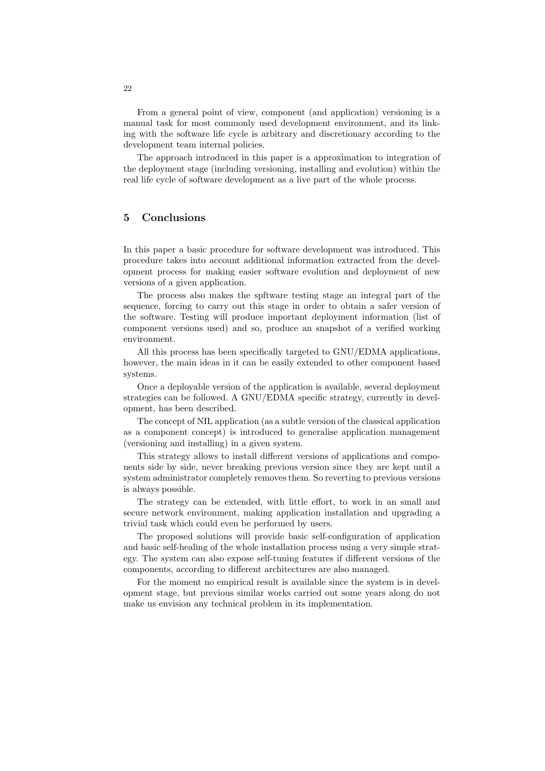From a general point of view, component (and application) versioning is a manual task for most commonly used development environment, and its linking with the software life cycle is arbitrary and discretionary according to the development team internal policies.

The approach introduced in this paper is a approximation to integration of the deployment stage (including versioning, installing and evolution) within the real life cycle of software development as a live part of the whole process.

## 5 Conclusions

In this paper a basic procedure for software development was introduced. This procedure takes into account additional information extracted from the development process for making easier software evolution and deployment of new versions of a given application.

The process also makes the spftware testing stage an integral part of the sequence, forcing to carry out this stage in order to obtain a safer version of the software. Testing will produce important deployment information (list of component versions used) and so, produce an snapshot of a verified working environment.

All this process has been specifically targeted to GNU/EDMA applications, however, the main ideas in it can be easily extended to other component based systems.

Once a deployable version of the application is available, several deployment strategies can be followed. A GNU/EDMA specific strategy, currently in development, has been described.

The concept of NIL application (as a subtle version of the classical application as a component concept) is introduced to generalise application management (versioning and installing) in a given system.

This strategy allows to install different versions of applications and components side by side, never breaking previous version since they are kept until a system administrator completely removes them. So reverting to previous versions is always possible.

The strategy can be extended, with little effort, to work in an small and secure network environment, making application installation and upgrading a trivial task which could even be performed by users.

The proposed solutions will provide basic self-configuration of application and basic self-healing of the whole installation process using a very simple strategy. The system can also expose self-tuning features if different versions of the components, according to different architectures are also managed.

For the moment no empirical result is available since the system is in development stage, but previous similar works carried out some years along do not make us envision any technical problem in its implementation.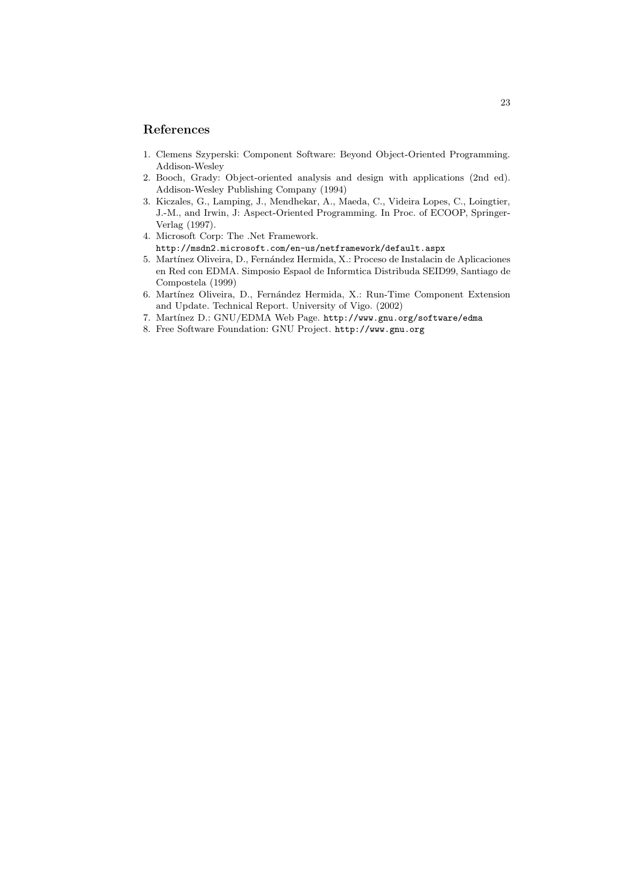## References

1. Clemens Szyperski: Component Software: Beyond Object-Oriented Programming. Addison-Wesley
2. Booch, Grady: Object-oriented analysis and design with applications (2nd ed). Addison-Wesley Publishing Company (1994)
3. Kiczales, G., Lamping, J., Mendhekar, A., Maeda, C., Videira Lopes, C., Loingtier, J.-M., and Irwin, J: Aspect-Oriented Programming. In Proc. of ECOOP, Springer-Verlag (1997).
4. Microsoft Corp: The .Net Framework. http://msdn2.microsoft.com/en-us/netframework/default.aspx
5. Martínez Oliveira, D., Fernández Hermida, X.: Proceso de Instalacin de Aplicaciones en Red con EDMA. Simposio Espaol de Informtica Distribuda SEID99, Santiago de Compostela (1999)
6. Martínez Oliveira, D., Fernández Hermida, X.: Run-Time Component Extension and Update. Technical Report. University of Vigo. (2002)
7. Martínez D.: GNU/EDMA Web Page. http://www.gnu.org/software/edma
8. Free Software Foundation: GNU Project. http://www.gnu.org